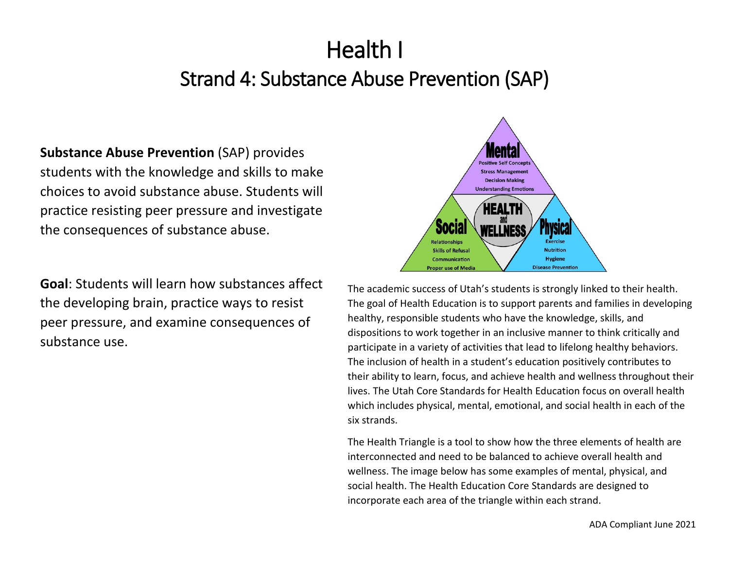# Health I

## Strand 4: Substance Abuse Prevention (SAP)

**Substance Abuse Prevention** (SAP) provides students with the knowledge and skills to make choices to avoid substance abuse. Students will practice resisting peer pressure and investigate the consequences of substance abuse.

**Goal**: Students will learn how substances affect the developing brain, practice ways to resist peer pressure, and examine consequences of substance use.

The academic success of Utah's students is strongly linked to their health. The goal of Health Education is to support parents and families in developing healthy, responsible students who have the knowledge, skills, and dispositions to work together in an inclusive manner to think critically and participate in a variety of activities that lead to lifelong healthy behaviors. The inclusion of health in a student's education positively contributes to their ability to learn, focus, and achieve health and wellness throughout their lives. The Utah Core Standards for Health Education focus on overall health which includes physical, mental, emotional, and social health in each of the six strands.

The Health Triangle is a tool to show how the three elements of health are interconnected and need to be balanced to achieve overall health and wellness. The image below has some examples of mental, physical, and social health. The Health Education Core Standards are designed to incorporate each area of the triangle within each strand.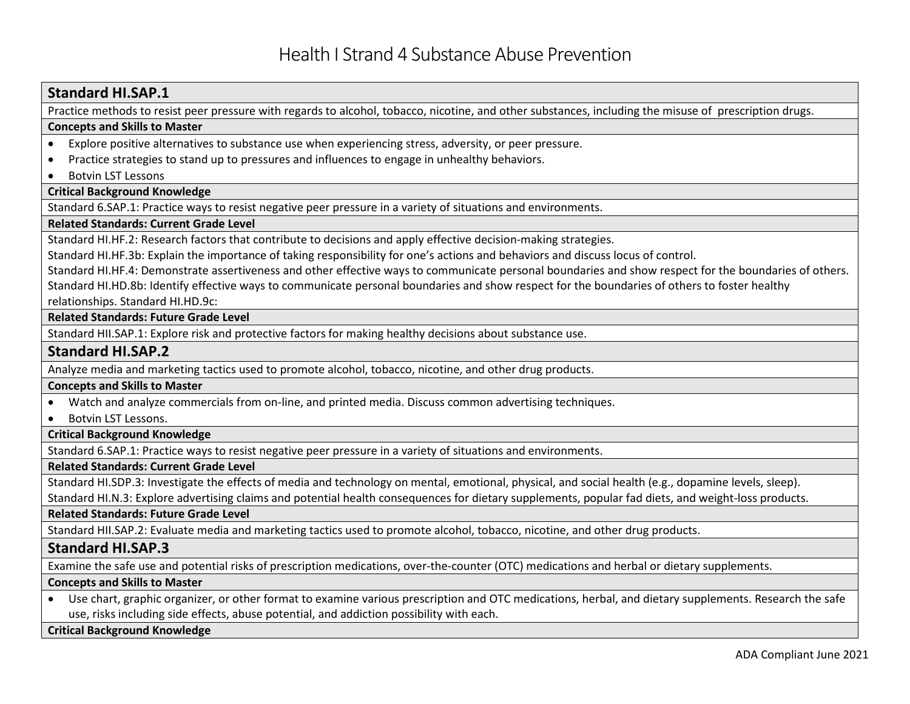# Health I Strand 4 Substance Abuse Prevention

## Standard HI.SAP.1

Practice methods to resist peer pressure with regards to alcohol, tobacco, nicotine, and other substances, including the misuse of prescription drugs.

**Concepts and Skills to Master**

- Explore positive alternatives to substance use when experiencing stress, adversity, or peer pressure.
- Practice strategies to stand up to pressures and influences to engage in unhealthy behaviors.
- Botvin LST Lessons

**Critical Background Knowledge**

Standard 6.SAP.1: Practice ways to resist negative peer pressure in a variety of situations and environments.

**Related Standards: Current Grade Level**

Standard HI.HF.2: Research factors that contribute to decisions and apply effective decision-making strategies.
Standard HI.HF.3b: Explain the importance of taking responsibility for one's actions and behaviors and discuss locus of control.
Standard HI.HF.4: Demonstrate assertiveness and other effective ways to communicate personal boundaries and show respect for the boundaries of others.
Standard HI.HD.8b: Identify effective ways to communicate personal boundaries and show respect for the boundaries of others to foster healthy relationships. Standard HI.HD.9c:

**Related Standards: Future Grade Level**

Standard HII.SAP.1: Explore risk and protective factors for making healthy decisions about substance use.

## Standard HI.SAP.2

Analyze media and marketing tactics used to promote alcohol, tobacco, nicotine, and other drug products.

**Concepts and Skills to Master**

- Watch and analyze commercials from on-line, and printed media. Discuss common advertising techniques.
- Botvin LST Lessons.

**Critical Background Knowledge**

Standard 6.SAP.1: Practice ways to resist negative peer pressure in a variety of situations and environments.

**Related Standards: Current Grade Level**

Standard HI.SDP.3: Investigate the effects of media and technology on mental, emotional, physical, and social health (e.g., dopamine levels, sleep).
Standard HI.N.3: Explore advertising claims and potential health consequences for dietary supplements, popular fad diets, and weight-loss products.

**Related Standards: Future Grade Level**

Standard HII.SAP.2: Evaluate media and marketing tactics used to promote alcohol, tobacco, nicotine, and other drug products.

## Standard HI.SAP.3

Examine the safe use and potential risks of prescription medications, over-the-counter (OTC) medications and herbal or dietary supplements.

**Concepts and Skills to Master**

- Use chart, graphic organizer, or other format to examine various prescription and OTC medications, herbal, and dietary supplements. Research the safe use, risks including side effects, abuse potential, and addiction possibility with each.

**Critical Background Knowledge**

ADA Compliant June 2021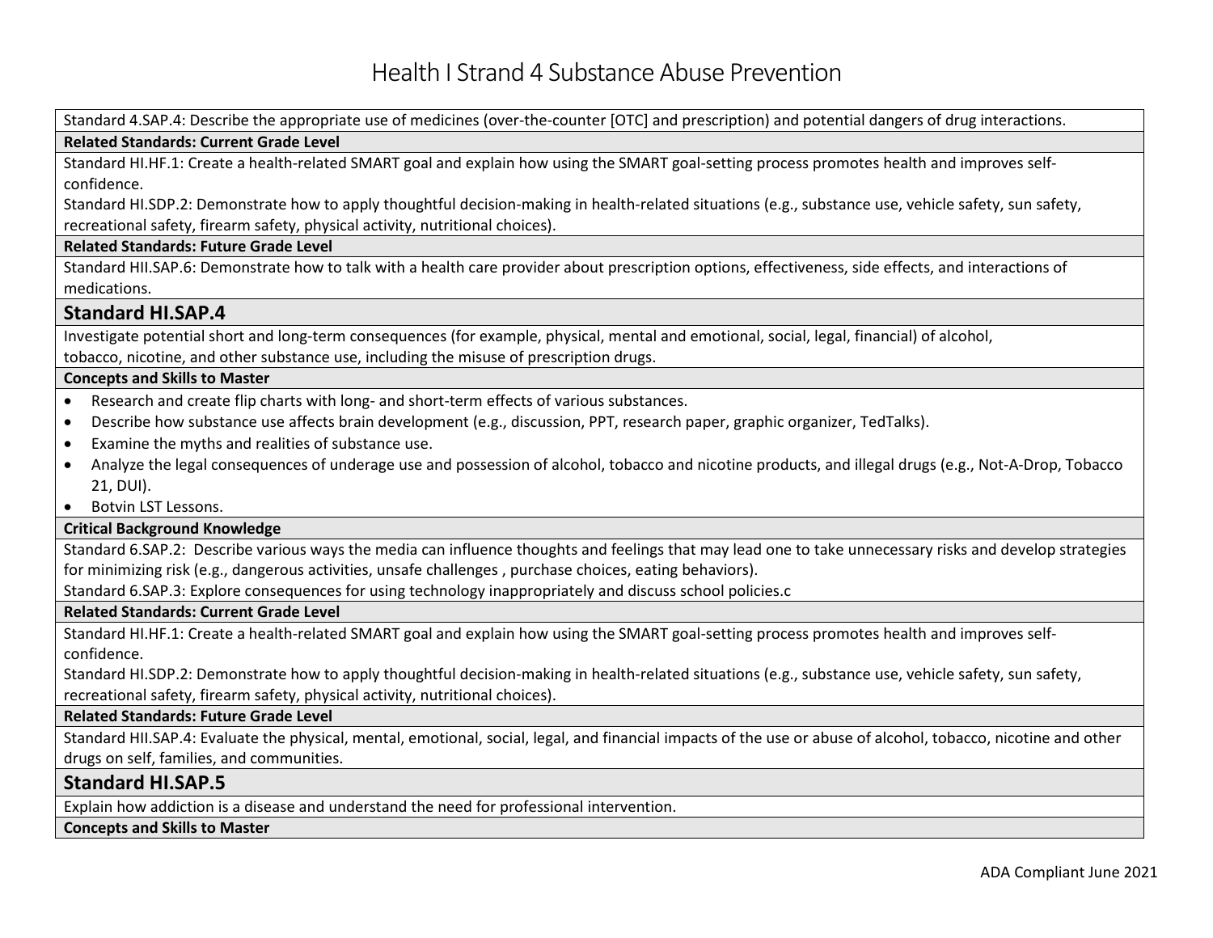# Health I Strand 4 Substance Abuse Prevention

Standard 4.SAP.4: Describe the appropriate use of medicines (over-the-counter [OTC] and prescription) and potential dangers of drug interactions.

**Related Standards: Current Grade Level**

Standard HI.HF.1: Create a health-related SMART goal and explain how using the SMART goal-setting process promotes health and improves self-confidence.

Standard HI.SDP.2: Demonstrate how to apply thoughtful decision-making in health-related situations (e.g., substance use, vehicle safety, sun safety, recreational safety, firearm safety, physical activity, nutritional choices).

**Related Standards: Future Grade Level**

Standard HII.SAP.6: Demonstrate how to talk with a health care provider about prescription options, effectiveness, side effects, and interactions of medications.

## Standard HI.SAP.4

Investigate potential short and long-term consequences (for example, physical, mental and emotional, social, legal, financial) of alcohol, tobacco, nicotine, and other substance use, including the misuse of prescription drugs.

**Concepts and Skills to Master**

- Research and create flip charts with long- and short-term effects of various substances.
- Describe how substance use affects brain development (e.g., discussion, PPT, research paper, graphic organizer, TedTalks).
- Examine the myths and realities of substance use.
- Analyze the legal consequences of underage use and possession of alcohol, tobacco and nicotine products, and illegal drugs (e.g., Not-A-Drop, Tobacco 21, DUI).
- Botvin LST Lessons.

**Critical Background Knowledge**

Standard 6.SAP.2: Describe various ways the media can influence thoughts and feelings that may lead one to take unnecessary risks and develop strategies for minimizing risk (e.g., dangerous activities, unsafe challenges , purchase choices, eating behaviors).

Standard 6.SAP.3: Explore consequences for using technology inappropriately and discuss school policies.c

**Related Standards: Current Grade Level**

Standard HI.HF.1: Create a health-related SMART goal and explain how using the SMART goal-setting process promotes health and improves self-confidence.

Standard HI.SDP.2: Demonstrate how to apply thoughtful decision-making in health-related situations (e.g., substance use, vehicle safety, sun safety, recreational safety, firearm safety, physical activity, nutritional choices).

**Related Standards: Future Grade Level**

Standard HII.SAP.4: Evaluate the physical, mental, emotional, social, legal, and financial impacts of the use or abuse of alcohol, tobacco, nicotine and other drugs on self, families, and communities.

## Standard HI.SAP.5

Explain how addiction is a disease and understand the need for professional intervention.

**Concepts and Skills to Master**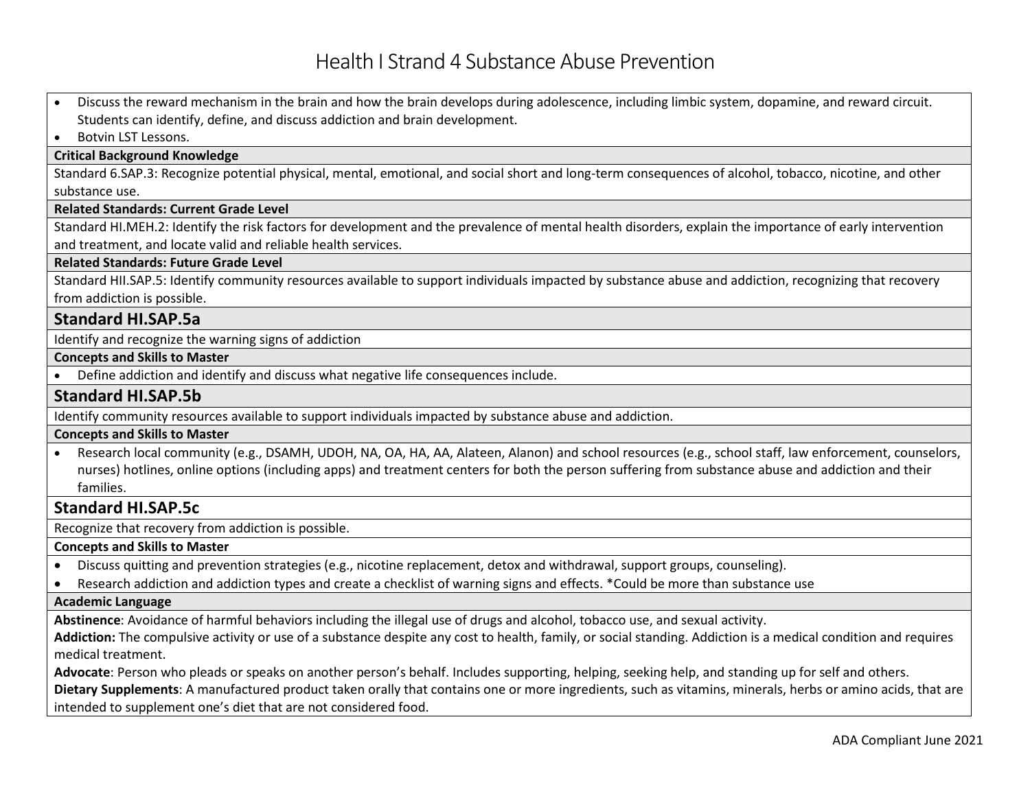# Health I Strand 4 Substance Abuse Prevention

- Discuss the reward mechanism in the brain and how the brain develops during adolescence, including limbic system, dopamine, and reward circuit. Students can identify, define, and discuss addiction and brain development.
- Botvin LST Lessons.

**Critical Background Knowledge**

Standard 6.SAP.3: Recognize potential physical, mental, emotional, and social short and long-term consequences of alcohol, tobacco, nicotine, and other substance use.

**Related Standards: Current Grade Level**

Standard HI.MEH.2: Identify the risk factors for development and the prevalence of mental health disorders, explain the importance of early intervention and treatment, and locate valid and reliable health services.

**Related Standards: Future Grade Level**

Standard HII.SAP.5: Identify community resources available to support individuals impacted by substance abuse and addiction, recognizing that recovery from addiction is possible.

## Standard HI.SAP.5a

Identify and recognize the warning signs of addiction

**Concepts and Skills to Master**

- Define addiction and identify and discuss what negative life consequences include.

## Standard HI.SAP.5b

Identify community resources available to support individuals impacted by substance abuse and addiction.

**Concepts and Skills to Master**

- Research local community (e.g., DSAMH, UDOH, NA, OA, HA, AA, Alateen, Alanon) and school resources (e.g., school staff, law enforcement, counselors, nurses) hotlines, online options (including apps) and treatment centers for both the person suffering from substance abuse and addiction and their families.

## Standard HI.SAP.5c

Recognize that recovery from addiction is possible.

**Concepts and Skills to Master**

- Discuss quitting and prevention strategies (e.g., nicotine replacement, detox and withdrawal, support groups, counseling).
- Research addiction and addiction types and create a checklist of warning signs and effects. *Could be more than substance use

**Academic Language**

**Abstinence**: Avoidance of harmful behaviors including the illegal use of drugs and alcohol, tobacco use, and sexual activity.

**Addiction:** The compulsive activity or use of a substance despite any cost to health, family, or social standing. Addiction is a medical condition and requires medical treatment.

**Advocate**: Person who pleads or speaks on another person's behalf. Includes supporting, helping, seeking help, and standing up for self and others.

**Dietary Supplements**: A manufactured product taken orally that contains one or more ingredients, such as vitamins, minerals, herbs or amino acids, that are intended to supplement one's diet that are not considered food.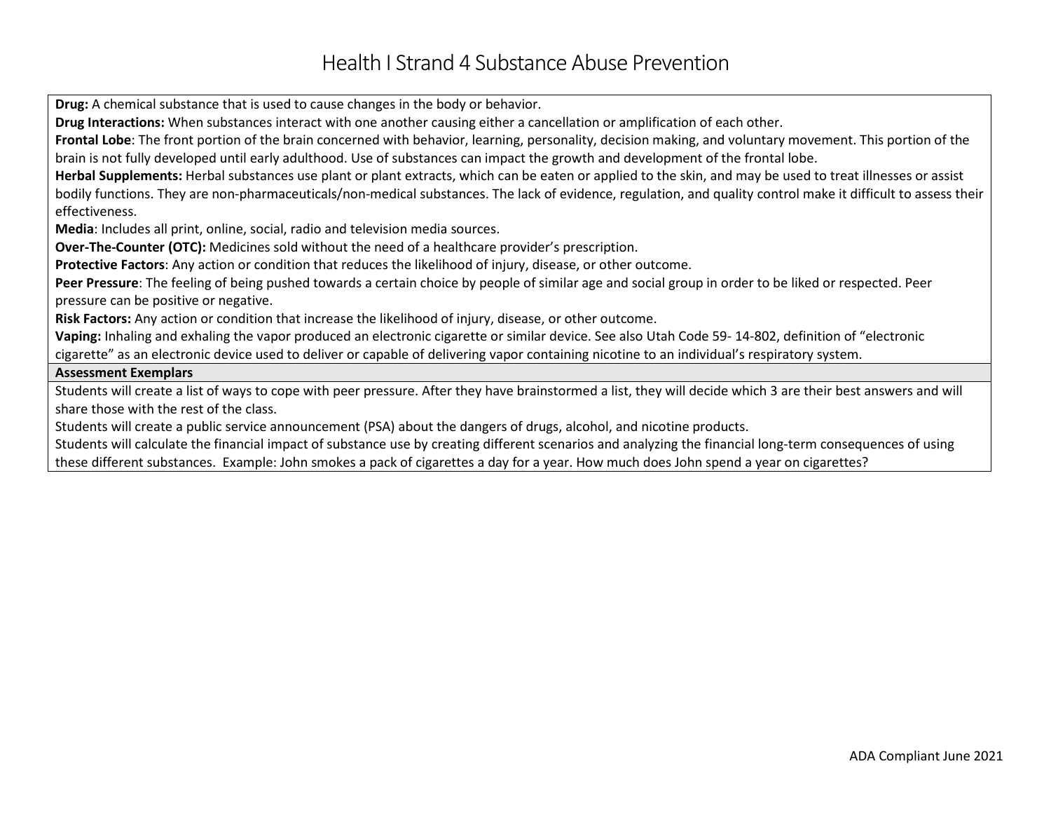# Health I Strand 4 Substance Abuse Prevention

**Drug:** A chemical substance that is used to cause changes in the body or behavior.
**Drug Interactions:** When substances interact with one another causing either a cancellation or amplification of each other.
**Frontal Lobe**: The front portion of the brain concerned with behavior, learning, personality, decision making, and voluntary movement. This portion of the brain is not fully developed until early adulthood. Use of substances can impact the growth and development of the frontal lobe.
**Herbal Supplements:** Herbal substances use plant or plant extracts, which can be eaten or applied to the skin, and may be used to treat illnesses or assist bodily functions. They are non-pharmaceuticals/non-medical substances. The lack of evidence, regulation, and quality control make it difficult to assess their effectiveness.
**Media**: Includes all print, online, social, radio and television media sources.
**Over-The-Counter (OTC):** Medicines sold without the need of a healthcare provider's prescription.
**Protective Factors**: Any action or condition that reduces the likelihood of injury, disease, or other outcome.
**Peer Pressure**: The feeling of being pushed towards a certain choice by people of similar age and social group in order to be liked or respected. Peer pressure can be positive or negative.
**Risk Factors:** Any action or condition that increase the likelihood of injury, disease, or other outcome.
**Vaping:** Inhaling and exhaling the vapor produced an electronic cigarette or similar device. See also Utah Code 59- 14-802, definition of "electronic cigarette" as an electronic device used to deliver or capable of delivering vapor containing nicotine to an individual's respiratory system.

**Assessment Exemplars**

Students will create a list of ways to cope with peer pressure. After they have brainstormed a list, they will decide which 3 are their best answers and will share those with the rest of the class.
Students will create a public service announcement (PSA) about the dangers of drugs, alcohol, and nicotine products.
Students will calculate the financial impact of substance use by creating different scenarios and analyzing the financial long-term consequences of using these different substances. Example: John smokes a pack of cigarettes a day for a year. How much does John spend a year on cigarettes?

ADA Compliant June 2021